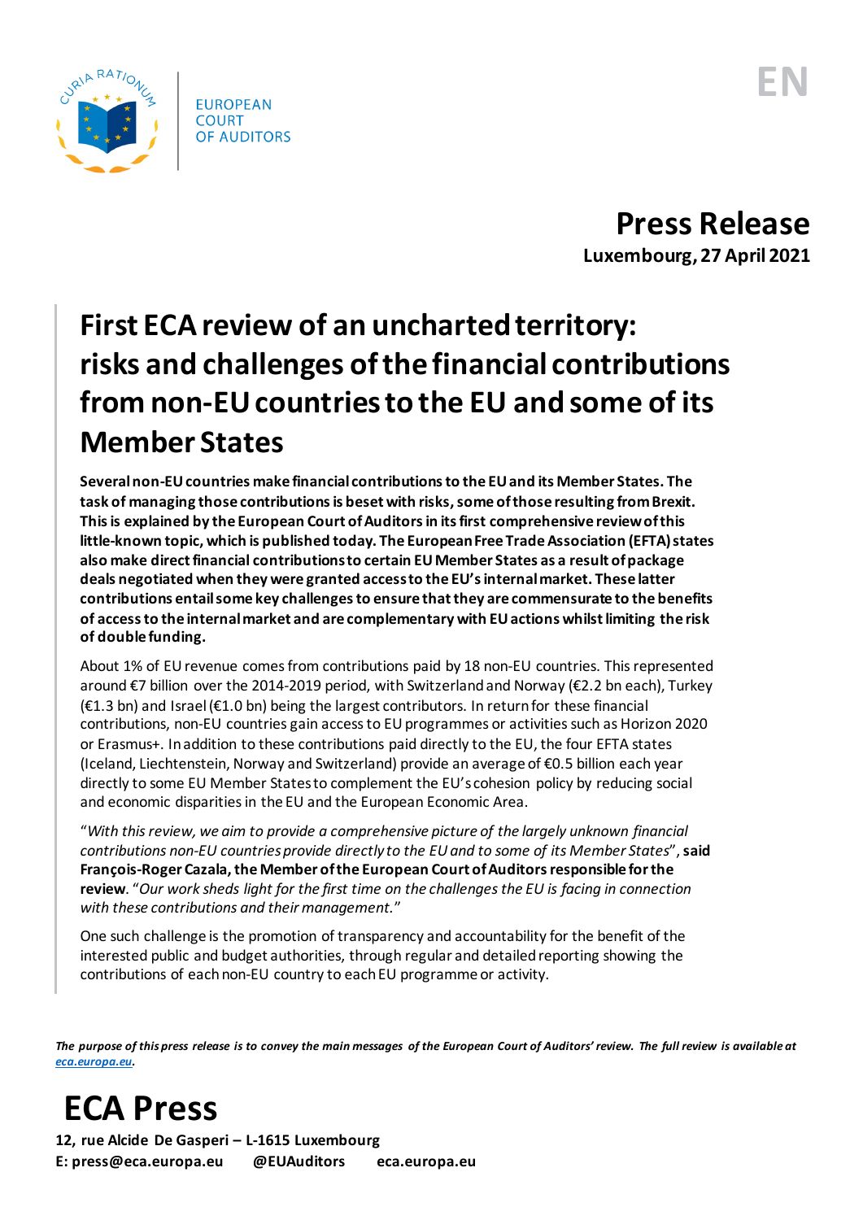EUROPEAN COURT OF AUDITORS

EN

# Press Release

**Luxembourg, 27 April 2021**

# First ECA review of an uncharted territory: risks and challenges of the financial contributions from non-EU countries to the EU and some of its Member States

**Several non-EU countries make financial contributions to the EU and its Member States. The task of managing those contributions is beset with risks, some of those resulting from Brexit. This is explained by the European Court of Auditors in its first comprehensive review of this little-known topic, which is published today. The European Free Trade Association (EFTA) states also make direct financial contributions to certain EU Member States as a result of package deals negotiated when they were granted access to the EU's internal market. These latter contributions entail some key challenges to ensure that they are commensurate to the benefits of access to the internal market and are complementary with EU actions whilst limiting the risk of double funding.**

About 1% of EU revenue comes from contributions paid by 18 non-EU countries. This represented around €7 billion over the 2014-2019 period, with Switzerland and Norway (€2.2 bn each), Turkey (€1.3 bn) and Israel (€1.0 bn) being the largest contributors. In return for these financial contributions, non-EU countries gain access to EU programmes or activities such as Horizon 2020 or Erasmus+. In addition to these contributions paid directly to the EU, the four EFTA states (Iceland, Liechtenstein, Norway and Switzerland) provide an average of €0.5 billion each year directly to some EU Member States to complement the EU's cohesion policy by reducing social and economic disparities in the EU and the European Economic Area.

"*With this review, we aim to provide a comprehensive picture of the largely unknown financial contributions non-EU countries provide directly to the EU and to some of its Member States*", **said François-Roger Cazala, the Member of the European Court of Auditors responsible for the review**. "*Our work sheds light for the first time on the challenges the EU is facing in connection with these contributions and their management.*"

One such challenge is the promotion of transparency and accountability for the benefit of the interested public and budget authorities, through regular and detailed reporting showing the contributions of each non-EU country to each EU programme or activity.

***The purpose of this press release is to convey the main messages of the European Court of Auditors' review. The full review is available at [eca.europa.eu](eca.europa.eu).***

# ECA Press

**12, rue Alcide De Gasperi – L-1615 Luxembourg**

**E: press@eca.europa.eu @EUAuditors eca.europa.eu**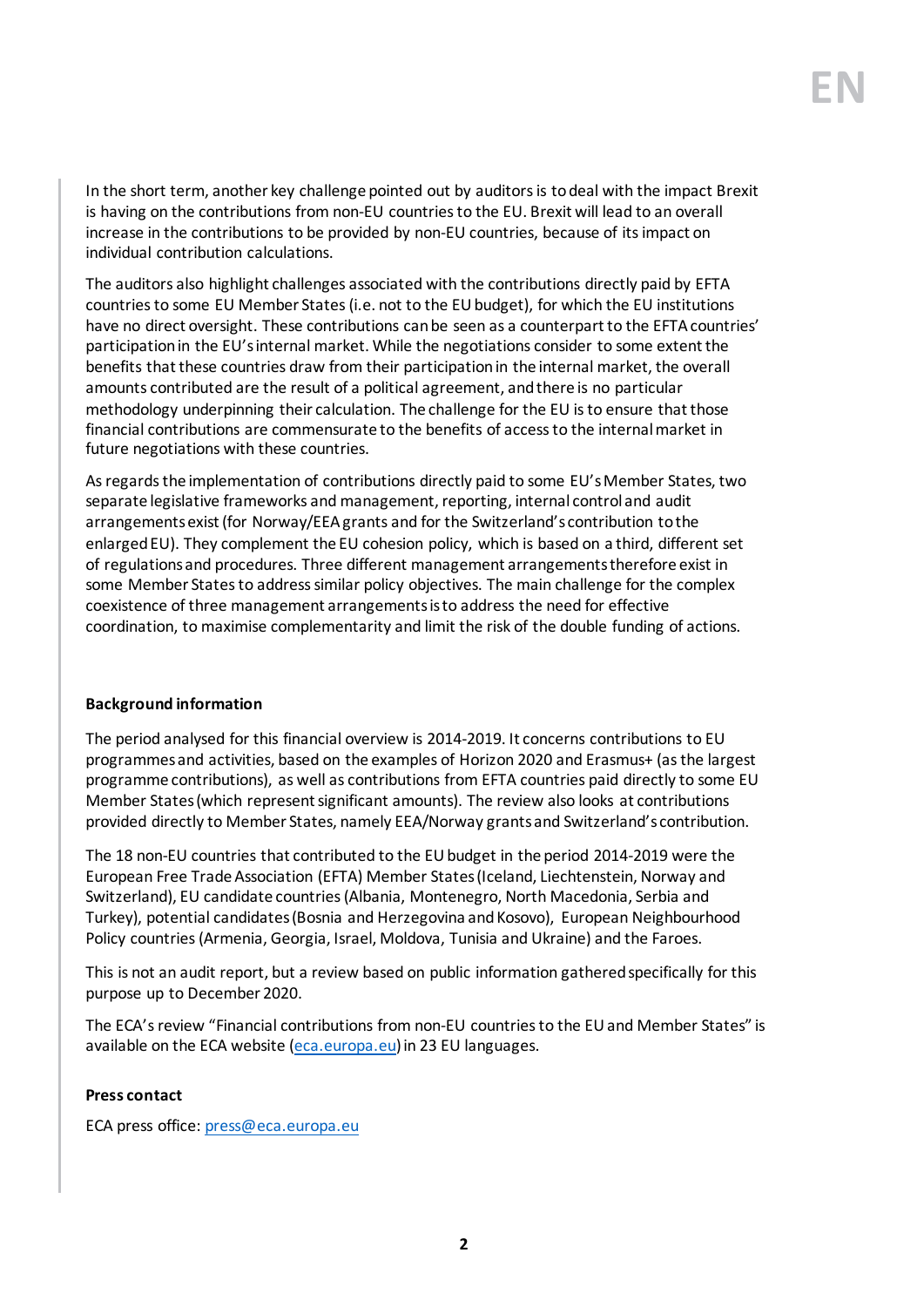In the short term, another key challenge pointed out by auditors is to deal with the impact Brexit is having on the contributions from non-EU countries to the EU. Brexit will lead to an overall increase in the contributions to be provided by non-EU countries, because of its impact on individual contribution calculations.

The auditors also highlight challenges associated with the contributions directly paid by EFTA countries to some EU Member States (i.e. not to the EU budget), for which the EU institutions have no direct oversight. These contributions can be seen as a counterpart to the EFTA countries' participation in the EU's internal market. While the negotiations consider to some extent the benefits that these countries draw from their participation in the internal market, the overall amounts contributed are the result of a political agreement, and there is no particular methodology underpinning their calculation. The challenge for the EU is to ensure that those financial contributions are commensurate to the benefits of access to the internal market in future negotiations with these countries.

As regards the implementation of contributions directly paid to some EU's Member States, two separate legislative frameworks and management, reporting, internal control and audit arrangements exist (for Norway/EEA grants and for the Switzerland's contribution to the enlarged EU). They complement the EU cohesion policy, which is based on a third, different set of regulations and procedures. Three different management arrangements therefore exist in some Member States to address similar policy objectives. The main challenge for the complex coexistence of three management arrangements is to address the need for effective coordination, to maximise complementarity and limit the risk of the double funding of actions.

**Background information**

The period analysed for this financial overview is 2014-2019. It concerns contributions to EU programmes and activities, based on the examples of Horizon 2020 and Erasmus+ (as the largest programme contributions), as well as contributions from EFTA countries paid directly to some EU Member States (which represent significant amounts). The review also looks at contributions provided directly to Member States, namely EEA/Norway grants and Switzerland's contribution.

The 18 non-EU countries that contributed to the EU budget in the period 2014-2019 were the European Free Trade Association (EFTA) Member States (Iceland, Liechtenstein, Norway and Switzerland), EU candidate countries (Albania, Montenegro, North Macedonia, Serbia and Turkey), potential candidates (Bosnia and Herzegovina and Kosovo), European Neighbourhood Policy countries (Armenia, Georgia, Israel, Moldova, Tunisia and Ukraine) and the Faroes.

This is not an audit report, but a review based on public information gathered specifically for this purpose up to December 2020.

The ECA's review "Financial contributions from non-EU countries to the EU and Member States" is available on the ECA website (eca.europa.eu) in 23 EU languages.

**Press contact**

ECA press office: press@eca.europa.eu